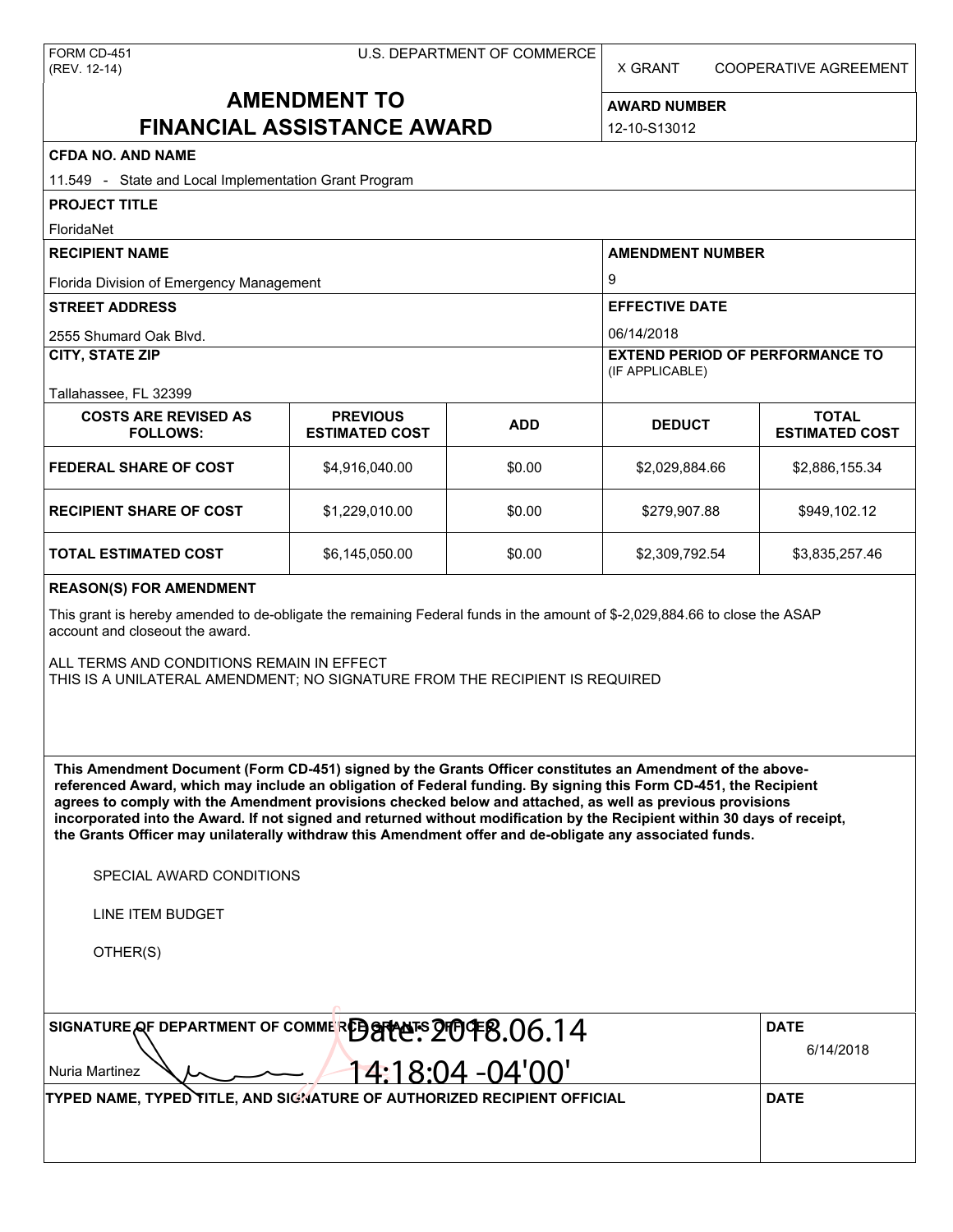FORM CD-451
(REV. 12-14)

U.S. DEPARTMENT OF COMMERCE

X GRANT COOPERATIVE AGREEMENT

# AMENDMENT TO FINANCIAL ASSISTANCE AWARD

**AWARD NUMBER**
12-10-S13012

**CFDA NO. AND NAME**
11.549 - State and Local Implementation Grant Program

**PROJECT TITLE**
FloridaNet

**RECIPIENT NAME**
Florida Division of Emergency Management

**AMENDMENT NUMBER**
9

**STREET ADDRESS**
2555 Shumard Oak Blvd.

**EFFECTIVE DATE**
06/14/2018

**CITY, STATE ZIP**
Tallahassee, FL 32399

**EXTEND PERIOD OF PERFORMANCE TO** (IF APPLICABLE)

| COSTS ARE REVISED AS FOLLOWS: | PREVIOUS ESTIMATED COST | ADD | DEDUCT | TOTAL ESTIMATED COST |
|---|---|---|---|---|
| FEDERAL SHARE OF COST | $4,916,040.00 | $0.00 | $2,029,884.66 | $2,886,155.34 |
| RECIPIENT SHARE OF COST | $1,229,010.00 | $0.00 | $279,907.88 | $949,102.12 |
| TOTAL ESTIMATED COST | $6,145,050.00 | $0.00 | $2,309,792.54 | $3,835,257.46 |

**REASON(S) FOR AMENDMENT**

This grant is hereby amended to de-obligate the remaining Federal funds in the amount of $-2,029,884.66 to close the ASAP account and closeout the award.

ALL TERMS AND CONDITIONS REMAIN IN EFFECT
THIS IS A UNILATERAL AMENDMENT; NO SIGNATURE FROM THE RECIPIENT IS REQUIRED

**This Amendment Document (Form CD-451) signed by the Grants Officer constitutes an Amendment of the above-referenced Award, which may include an obligation of Federal funding. By signing this Form CD-451, the Recipient agrees to comply with the Amendment provisions checked below and attached, as well as previous provisions incorporated into the Award. If not signed and returned without modification by the Recipient within 30 days of receipt, the Grants Officer may unilaterally withdraw this Amendment offer and de-obligate any associated funds.**

SPECIAL AWARD CONDITIONS

LINE ITEM BUDGET

OTHER(S)

**SIGNATURE OF DEPARTMENT OF COMMERCE GRANTS OFFICER**
Nuria Martinez
Date: 2018.06.14 14:18:04 -04'00'

**DATE**
6/14/2018

**TYPED NAME, TYPED TITLE, AND SIGNATURE OF AUTHORIZED RECIPIENT OFFICIAL**

**DATE**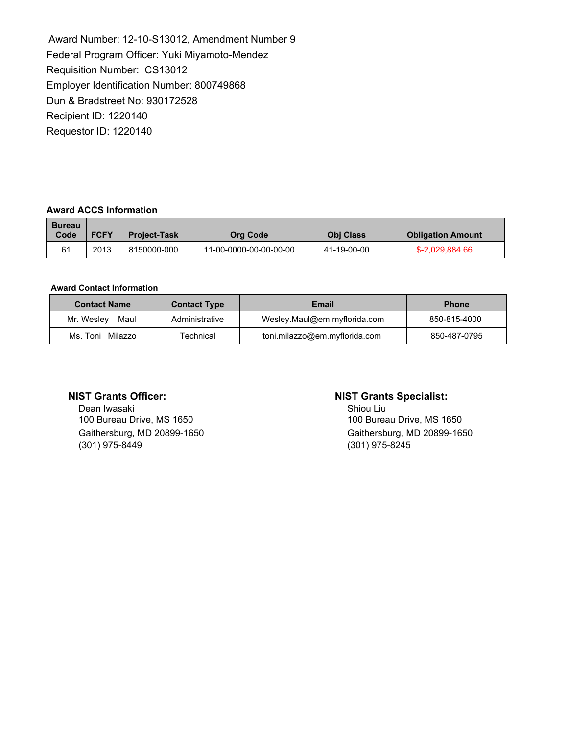Award Number: 12-10-S13012, Amendment Number 9
Federal Program Officer: Yuki Miyamoto-Mendez
Requisition Number: CS13012
Employer Identification Number: 800749868
Dun & Bradstreet No: 930172528
Recipient ID: 1220140
Requestor ID: 1220140

**Award ACCS Information**

| Bureau Code | FCFY | Project-Task | Org Code | Obj Class | Obligation Amount |
|---|---|---|---|---|---|
| 61 | 2013 | 8150000-000 | 11-00-0000-00-00-00-00 | 41-19-00-00 | $-2,029,884.66 |

**Award Contact Information**

| Contact Name | Contact Type | Email | Phone |
|---|---|---|---|
| Mr. Wesley Maul | Administrative | Wesley.Maul@em.myflorida.com | 850-815-4000 |
| Ms. Toni Milazzo | Technical | toni.milazzo@em.myflorida.com | 850-487-0795 |

**NIST Grants Officer:**
Dean Iwasaki
100 Bureau Drive, MS 1650
Gaithersburg, MD 20899-1650
(301) 975-8449

**NIST Grants Specialist:**
Shiou Liu
100 Bureau Drive, MS 1650
Gaithersburg, MD 20899-1650
(301) 975-8245